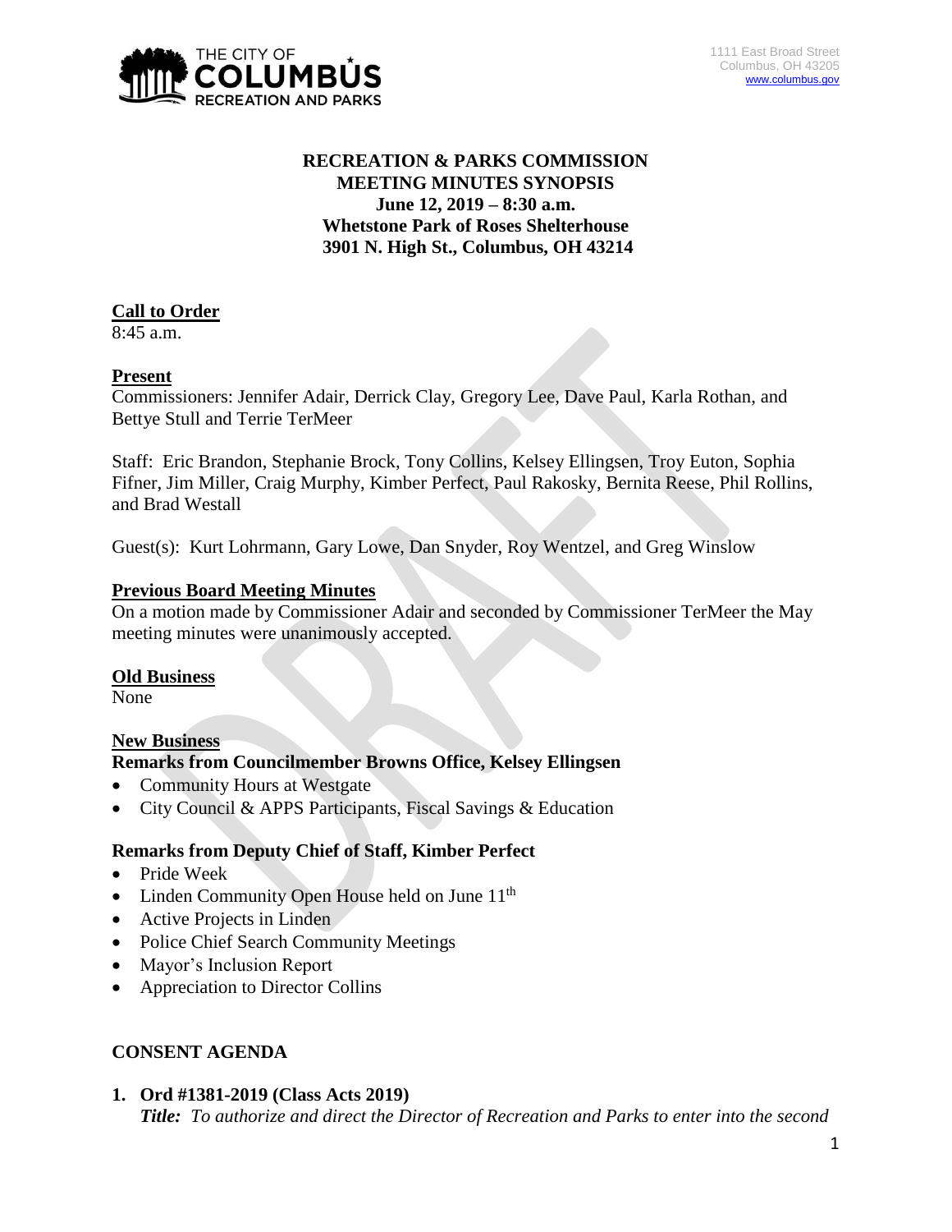1111 East Broad Street
Columbus, OH 43205
www.columbus.gov

**RECREATION & PARKS COMMISSION**
**MEETING MINUTES SYNOPSIS**
**June 12, 2019 – 8:30 a.m.**
**Whetstone Park of Roses Shelterhouse**
**3901 N. High St., Columbus, OH 43214**

## Call to Order

8:45 a.m.

## Present

Commissioners: Jennifer Adair, Derrick Clay, Gregory Lee, Dave Paul, Karla Rothan, and Bettye Stull and Terrie TerMeer

Staff: Eric Brandon, Stephanie Brock, Tony Collins, Kelsey Ellingsen, Troy Euton, Sophia Fifner, Jim Miller, Craig Murphy, Kimber Perfect, Paul Rakosky, Bernita Reese, Phil Rollins, and Brad Westall

Guest(s): Kurt Lohrmann, Gary Lowe, Dan Snyder, Roy Wentzel, and Greg Winslow

## Previous Board Meeting Minutes

On a motion made by Commissioner Adair and seconded by Commissioner TerMeer the May meeting minutes were unanimously accepted.

## Old Business

None

## New Business

### Remarks from Councilmember Browns Office, Kelsey Ellingsen

- Community Hours at Westgate
- City Council & APPS Participants, Fiscal Savings & Education

### Remarks from Deputy Chief of Staff, Kimber Perfect

- Pride Week
- Linden Community Open House held on June 11th
- Active Projects in Linden
- Police Chief Search Community Meetings
- Mayor's Inclusion Report
- Appreciation to Director Collins

## CONSENT AGENDA

1. **Ord #1381-2019 (Class Acts 2019)**
   ***Title:*** *To authorize and direct the Director of Recreation and Parks to enter into the second*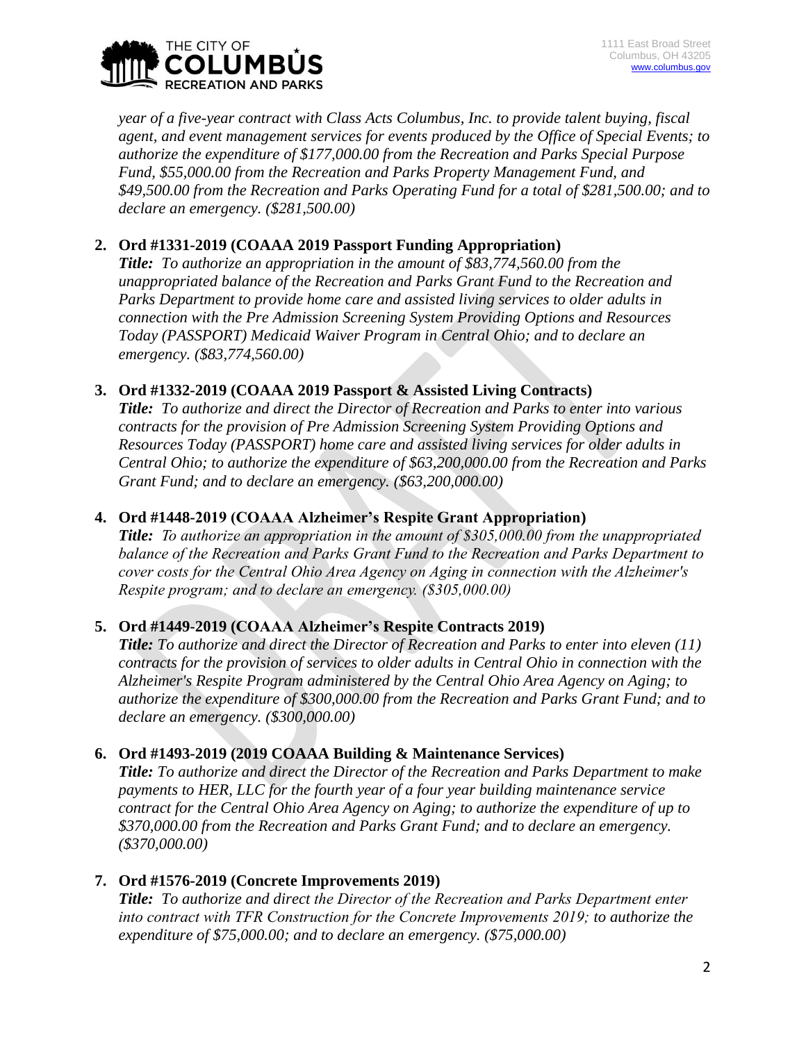*year of a five-year contract with Class Acts Columbus, Inc. to provide talent buying, fiscal agent, and event management services for events produced by the Office of Special Events; to authorize the expenditure of $177,000.00 from the Recreation and Parks Special Purpose Fund, $55,000.00 from the Recreation and Parks Property Management Fund, and $49,500.00 from the Recreation and Parks Operating Fund for a total of $281,500.00; and to declare an emergency. ($281,500.00)*

2. **Ord #1331-2019 (COAAA 2019 Passport Funding Appropriation)**
   ***Title:*** *To authorize an appropriation in the amount of $83,774,560.00 from the unappropriated balance of the Recreation and Parks Grant Fund to the Recreation and Parks Department to provide home care and assisted living services to older adults in connection with the Pre Admission Screening System Providing Options and Resources Today (PASSPORT) Medicaid Waiver Program in Central Ohio; and to declare an emergency. ($83,774,560.00)*

3. **Ord #1332-2019 (COAAA 2019 Passport & Assisted Living Contracts)**
   ***Title:*** *To authorize and direct the Director of Recreation and Parks to enter into various contracts for the provision of Pre Admission Screening System Providing Options and Resources Today (PASSPORT) home care and assisted living services for older adults in Central Ohio; to authorize the expenditure of $63,200,000.00 from the Recreation and Parks Grant Fund; and to declare an emergency. ($63,200,000.00)*

4. **Ord #1448-2019 (COAAA Alzheimer's Respite Grant Appropriation)**
   ***Title:*** *To authorize an appropriation in the amount of $305,000.00 from the unappropriated balance of the Recreation and Parks Grant Fund to the Recreation and Parks Department to cover costs for the Central Ohio Area Agency on Aging in connection with the Alzheimer's Respite program; and to declare an emergency. ($305,000.00)*

5. **Ord #1449-2019 (COAAA Alzheimer's Respite Contracts 2019)**
   ***Title:*** *To authorize and direct the Director of Recreation and Parks to enter into eleven (11) contracts for the provision of services to older adults in Central Ohio in connection with the Alzheimer's Respite Program administered by the Central Ohio Area Agency on Aging; to authorize the expenditure of $300,000.00 from the Recreation and Parks Grant Fund; and to declare an emergency. ($300,000.00)*

6. **Ord #1493-2019 (2019 COAAA Building & Maintenance Services)**
   ***Title:*** *To authorize and direct the Director of the Recreation and Parks Department to make payments to HER, LLC for the fourth year of a four year building maintenance service contract for the Central Ohio Area Agency on Aging; to authorize the expenditure of up to $370,000.00 from the Recreation and Parks Grant Fund; and to declare an emergency. ($370,000.00)*

7. **Ord #1576-2019 (Concrete Improvements 2019)**
   ***Title:*** *To authorize and direct the Director of the Recreation and Parks Department enter into contract with TFR Construction for the Concrete Improvements 2019; to authorize the expenditure of $75,000.00; and to declare an emergency. ($75,000.00)*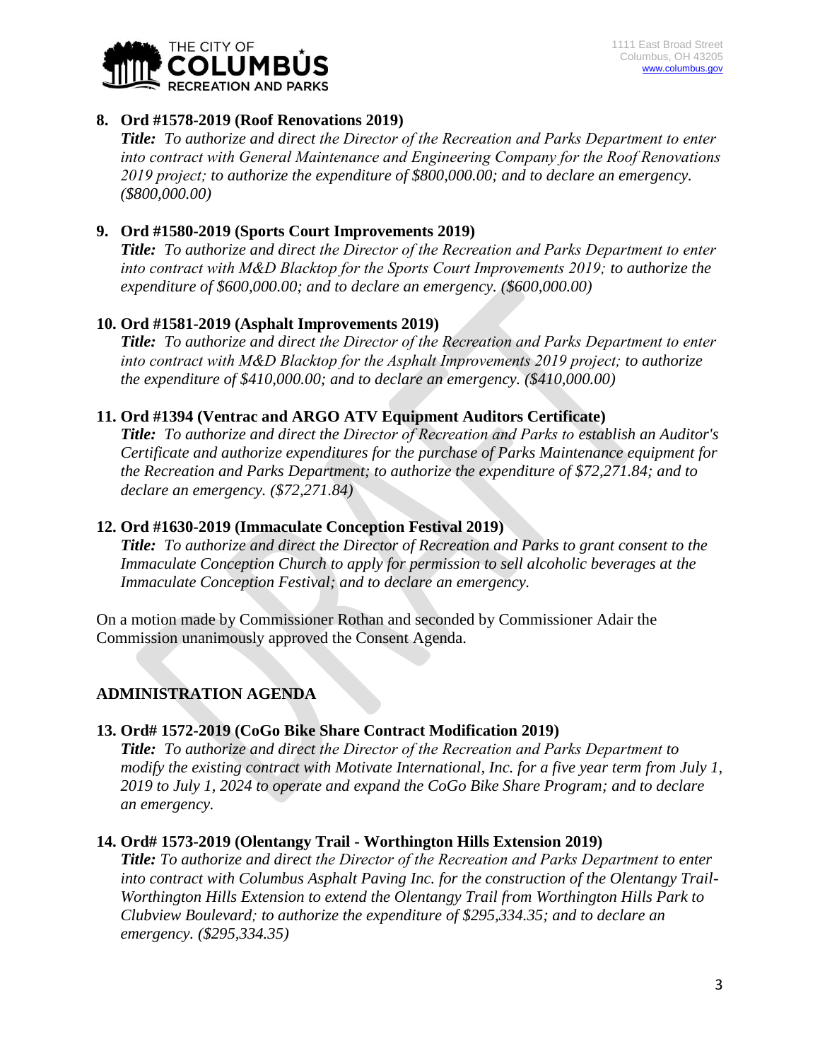**8. Ord #1578-2019 (Roof Renovations 2019)**

***Title:*** *To authorize and direct the Director of the Recreation and Parks Department to enter into contract with General Maintenance and Engineering Company for the Roof Renovations 2019 project; to authorize the expenditure of $800,000.00; and to declare an emergency. ($800,000.00)*

**9. Ord #1580-2019 (Sports Court Improvements 2019)**

***Title:*** *To authorize and direct the Director of the Recreation and Parks Department to enter into contract with M&D Blacktop for the Sports Court Improvements 2019; to authorize the expenditure of $600,000.00; and to declare an emergency. ($600,000.00)*

**10. Ord #1581-2019 (Asphalt Improvements 2019)**

***Title:*** *To authorize and direct the Director of the Recreation and Parks Department to enter into contract with M&D Blacktop for the Asphalt Improvements 2019 project; to authorize the expenditure of $410,000.00; and to declare an emergency. ($410,000.00)*

**11. Ord #1394 (Ventrac and ARGO ATV Equipment Auditors Certificate)**

***Title:*** *To authorize and direct the Director of Recreation and Parks to establish an Auditor's Certificate and authorize expenditures for the purchase of Parks Maintenance equipment for the Recreation and Parks Department; to authorize the expenditure of $72,271.84; and to declare an emergency. ($72,271.84)*

**12. Ord #1630-2019 (Immaculate Conception Festival 2019)**

***Title:*** *To authorize and direct the Director of Recreation and Parks to grant consent to the Immaculate Conception Church to apply for permission to sell alcoholic beverages at the Immaculate Conception Festival; and to declare an emergency.*

On a motion made by Commissioner Rothan and seconded by Commissioner Adair the Commission unanimously approved the Consent Agenda.

## ADMINISTRATION AGENDA

**13. Ord# 1572-2019 (CoGo Bike Share Contract Modification 2019)**

***Title:*** *To authorize and direct the Director of the Recreation and Parks Department to modify the existing contract with Motivate International, Inc. for a five year term from July 1, 2019 to July 1, 2024 to operate and expand the CoGo Bike Share Program; and to declare an emergency.*

**14. Ord# 1573-2019 (Olentangy Trail - Worthington Hills Extension 2019)**

***Title:*** *To authorize and direct the Director of the Recreation and Parks Department to enter into contract with Columbus Asphalt Paving Inc. for the construction of the Olentangy Trail-Worthington Hills Extension to extend the Olentangy Trail from Worthington Hills Park to Clubview Boulevard; to authorize the expenditure of $295,334.35; and to declare an emergency. ($295,334.35)*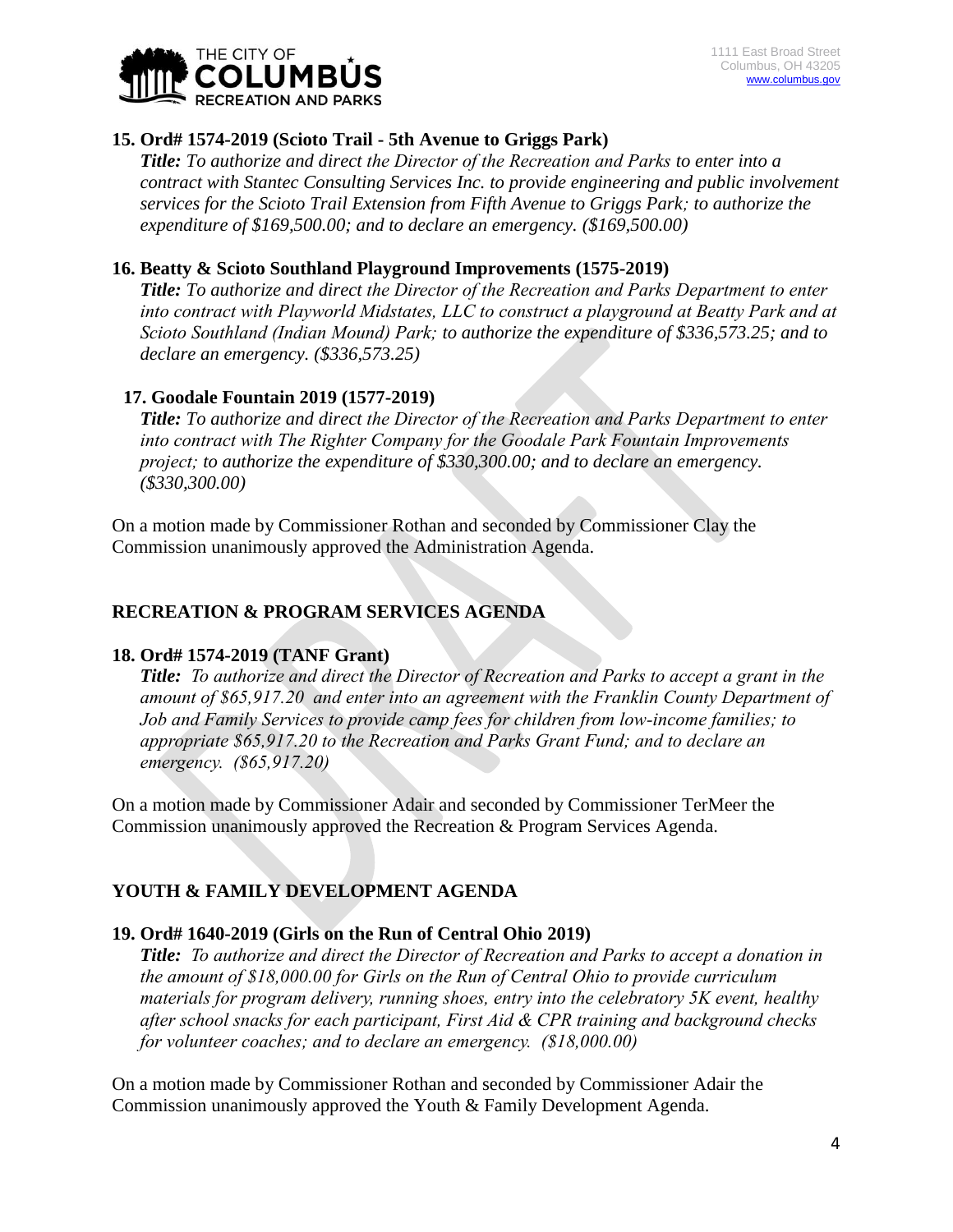**15. Ord# 1574-2019 (Scioto Trail - 5th Avenue to Griggs Park)**

***Title:*** *To authorize and direct the Director of the Recreation and Parks to enter into a contract with Stantec Consulting Services Inc. to provide engineering and public involvement services for the Scioto Trail Extension from Fifth Avenue to Griggs Park; to authorize the expenditure of $169,500.00; and to declare an emergency. ($169,500.00)*

**16. Beatty & Scioto Southland Playground Improvements (1575-2019)**

***Title:*** *To authorize and direct the Director of the Recreation and Parks Department to enter into contract with Playworld Midstates, LLC to construct a playground at Beatty Park and at Scioto Southland (Indian Mound) Park; to authorize the expenditure of $336,573.25; and to declare an emergency. ($336,573.25)*

**17. Goodale Fountain 2019 (1577-2019)**

***Title:*** *To authorize and direct the Director of the Recreation and Parks Department to enter into contract with The Righter Company for the Goodale Park Fountain Improvements project; to authorize the expenditure of $330,300.00; and to declare an emergency. ($330,300.00)*

On a motion made by Commissioner Rothan and seconded by Commissioner Clay the Commission unanimously approved the Administration Agenda.

## RECREATION & PROGRAM SERVICES AGENDA

**18. Ord# 1574-2019 (TANF Grant)**

***Title:*** *To authorize and direct the Director of Recreation and Parks to accept a grant in the amount of $65,917.20 and enter into an agreement with the Franklin County Department of Job and Family Services to provide camp fees for children from low-income families; to appropriate $65,917.20 to the Recreation and Parks Grant Fund; and to declare an emergency. ($65,917.20)*

On a motion made by Commissioner Adair and seconded by Commissioner TerMeer the Commission unanimously approved the Recreation & Program Services Agenda.

## YOUTH & FAMILY DEVELOPMENT AGENDA

**19. Ord# 1640-2019 (Girls on the Run of Central Ohio 2019)**

***Title:*** *To authorize and direct the Director of Recreation and Parks to accept a donation in the amount of $18,000.00 for Girls on the Run of Central Ohio to provide curriculum materials for program delivery, running shoes, entry into the celebratory 5K event, healthy after school snacks for each participant, First Aid & CPR training and background checks for volunteer coaches; and to declare an emergency. ($18,000.00)*

On a motion made by Commissioner Rothan and seconded by Commissioner Adair the Commission unanimously approved the Youth & Family Development Agenda.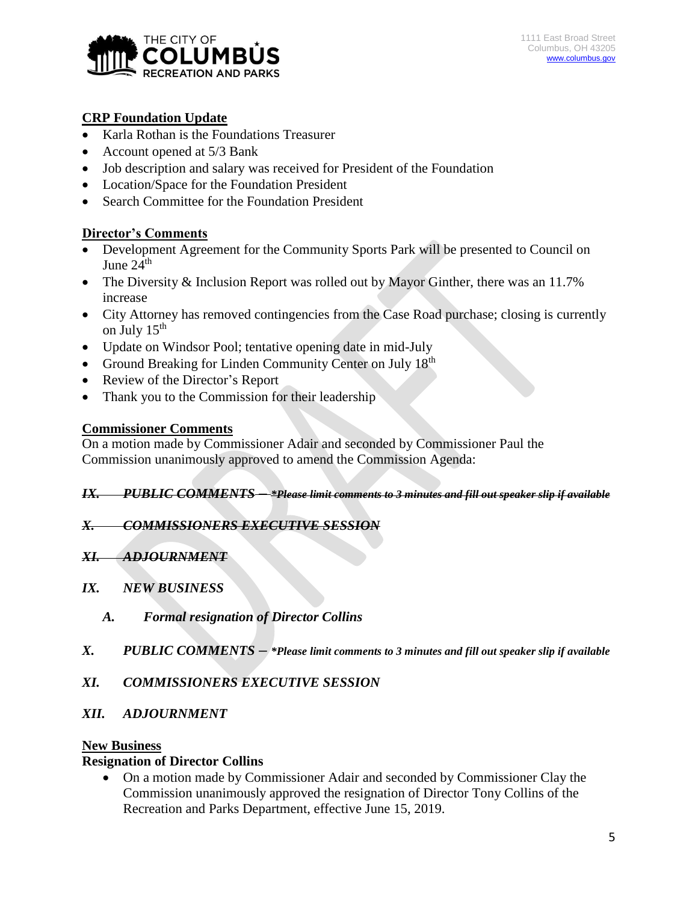## CRP Foundation Update

- Karla Rothan is the Foundations Treasurer
- Account opened at 5/3 Bank
- Job description and salary was received for President of the Foundation
- Location/Space for the Foundation President
- Search Committee for the Foundation President

## Director's Comments

- Development Agreement for the Community Sports Park will be presented to Council on June 24th
- The Diversity & Inclusion Report was rolled out by Mayor Ginther, there was an 11.7% increase
- City Attorney has removed contingencies from the Case Road purchase; closing is currently on July 15th
- Update on Windsor Pool; tentative opening date in mid-July
- Ground Breaking for Linden Community Center on July 18th
- Review of the Director's Report
- Thank you to the Commission for their leadership

## Commissioner Comments

On a motion made by Commissioner Adair and seconded by Commissioner Paul the Commission unanimously approved to amend the Commission Agenda:

***~~IX. PUBLIC COMMENTS – *Please limit comments to 3 minutes and fill out speaker slip if available~~***

***~~X. COMMISSIONERS EXECUTIVE SESSION~~***

***~~XI. ADJOURNMENT~~***

***IX. NEW BUSINESS***

***A. Formal resignation of Director Collins***

***X. PUBLIC COMMENTS – *Please limit comments to 3 minutes and fill out speaker slip if available***

***XI. COMMISSIONERS EXECUTIVE SESSION***

***XII. ADJOURNMENT***

## New Business

**Resignation of Director Collins**

- On a motion made by Commissioner Adair and seconded by Commissioner Clay the Commission unanimously approved the resignation of Director Tony Collins of the Recreation and Parks Department, effective June 15, 2019.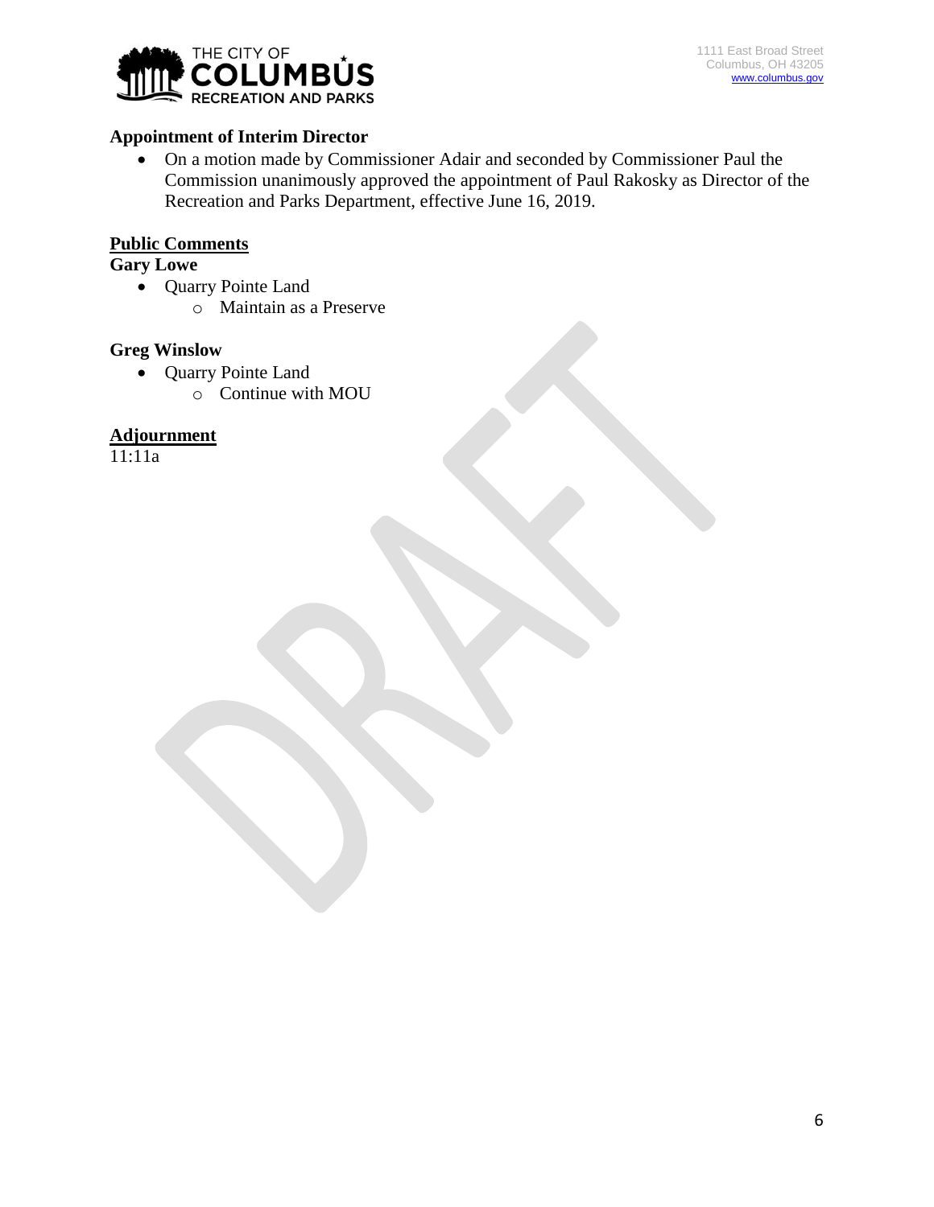**Appointment of Interim Director**

- On a motion made by Commissioner Adair and seconded by Commissioner Paul the Commission unanimously approved the appointment of Paul Rakosky as Director of the Recreation and Parks Department, effective June 16, 2019.

**Public Comments**

**Gary Lowe**

- Quarry Pointe Land
  - Maintain as a Preserve

**Greg Winslow**

- Quarry Pointe Land
  - Continue with MOU

**Adjournment**

11:11a